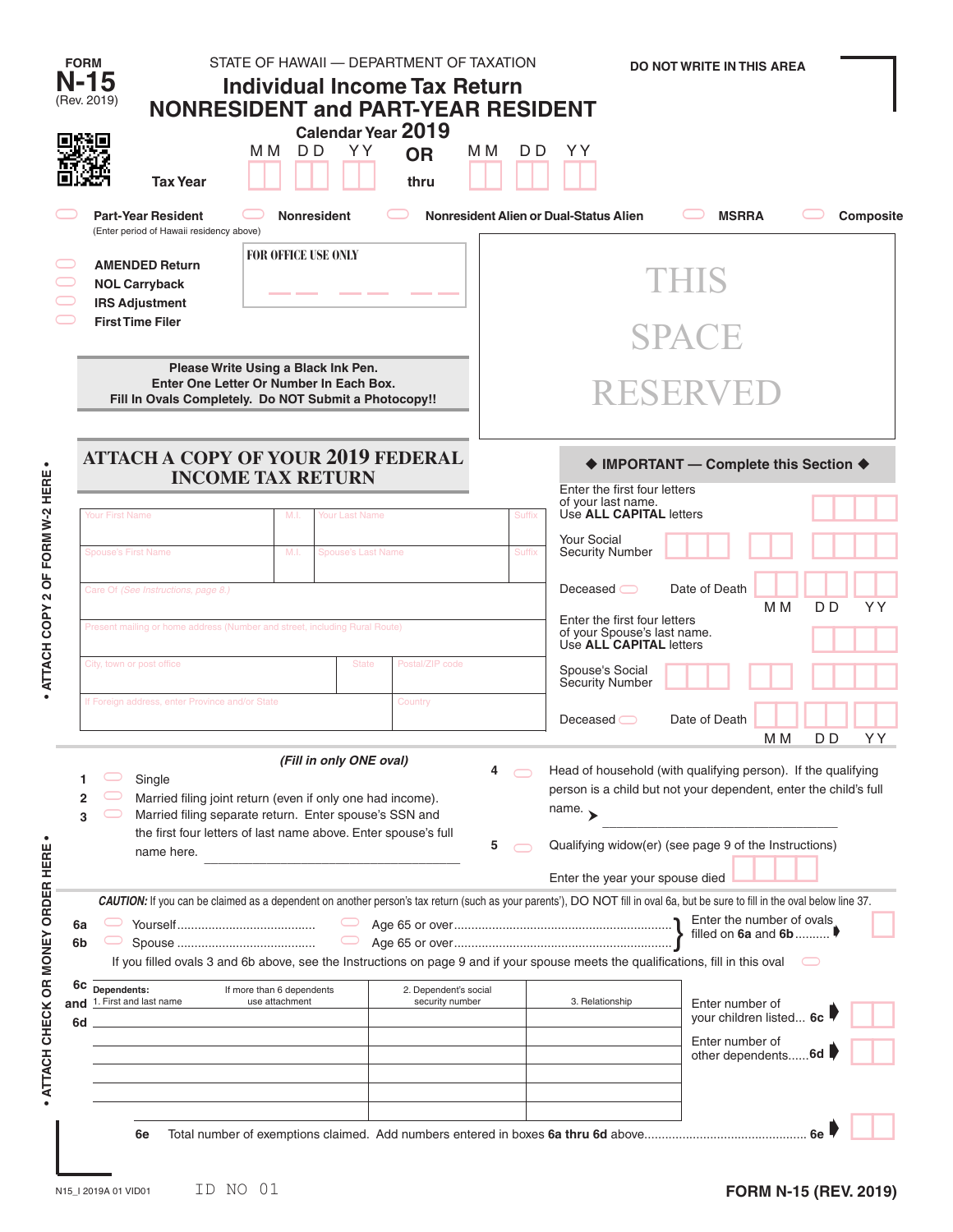FORM **N-15** (Rev. 2019)

STATE OF HAWAII — DEPARTMENT OF TAXATION

# Individual Income Tax Return
# NONRESIDENT and PART-YEAR RESIDENT

**Calendar Year 2019**

DO NOT WRITE IN THIS AREA

**Tax Year** MM DD YY **OR** MM DD YY thru

- Part-Year Resident (Enter period of Hawaii residency above)
- Nonresident
- Nonresident Alien or Dual-Status Alien
- MSRRA
- Composite

- AMENDED Return
- NOL Carryback
- IRS Adjustment
- First Time Filer

FOR OFFICE USE ONLY

THIS SPACE RESERVED

**Please Write Using a Black Ink Pen. Enter One Letter Or Number In Each Box. Fill In Ovals Completely. Do NOT Submit a Photocopy!!**

## ATTACH A COPY OF YOUR 2019 FEDERAL INCOME TAX RETURN

| Your First Name | M.I. | Your Last Name | Suffix |
|---|---|---|---|
| Spouse's First Name | M.I. | Spouse's Last Name | Suffix |
| Care Of (See Instructions, page 8.) | | | |
| Present mailing or home address (Number and street, including Rural Route) | | | |
| City, town or post office | State | Postal/ZIP code | |
| If Foreign address, enter Province and/or State | | Country | |

**◆ IMPORTANT — Complete this Section ◆**

Enter the first four letters of your last name. Use **ALL CAPITAL** letters

Your Social Security Number

Deceased ◯ Date of Death MM DD YY

Enter the first four letters of your Spouse's last name. Use **ALL CAPITAL** letters

Spouse's Social Security Number

Deceased ◯ Date of Death MM DD YY

*(Fill in only ONE oval)*

1. ◯ Single
2. ◯ Married filing joint return (even if only one had income).
3. ◯ Married filing separate return. Enter spouse's SSN and the first four letters of last name above. Enter spouse's full name here. ____________
4. ◯ Head of household (with qualifying person). If the qualifying person is a child but not your dependent, enter the child's full name. ➤ ____________
5. ◯ Qualifying widow(er) (see page 9 of the Instructions) Enter the year your spouse died

***CAUTION:*** If you can be claimed as a dependent on another person's tax return (such as your parents'), DO NOT fill in oval 6a, but be sure to fill in the oval below line 37.

**6a** ◯ Yourself ◯ Age 65 or over
**6b** ◯ Spouse ◯ Age 65 or over
} Enter the number of ovals filled on **6a** and **6b** ➧

If you filled ovals 3 and 6b above, see the Instructions on page 9 and if your spouse meets the qualifications, fill in this oval ◯

**6c and 6d**

| Dependents: 1. First and last name (If more than 6 dependents use attachment) | 2. Dependent's social security number | 3. Relationship |
|---|---|---|
| | | |
| | | |
| | | |
| | | |
| | | |
| | | |

Enter number of your children listed... **6c** ➧

Enter number of other dependents......**6d** ➧

**6e** Total number of exemptions claimed. Add numbers entered in boxes **6a thru 6d** above.............................................. **6e** ➧

• ATTACH COPY 2 OF FORM W-2 HERE •

• ATTACH CHECK OR MONEY ORDER HERE •

N15_I 2019A 01 VID01 ID NO 01

**FORM N-15 (REV. 2019)**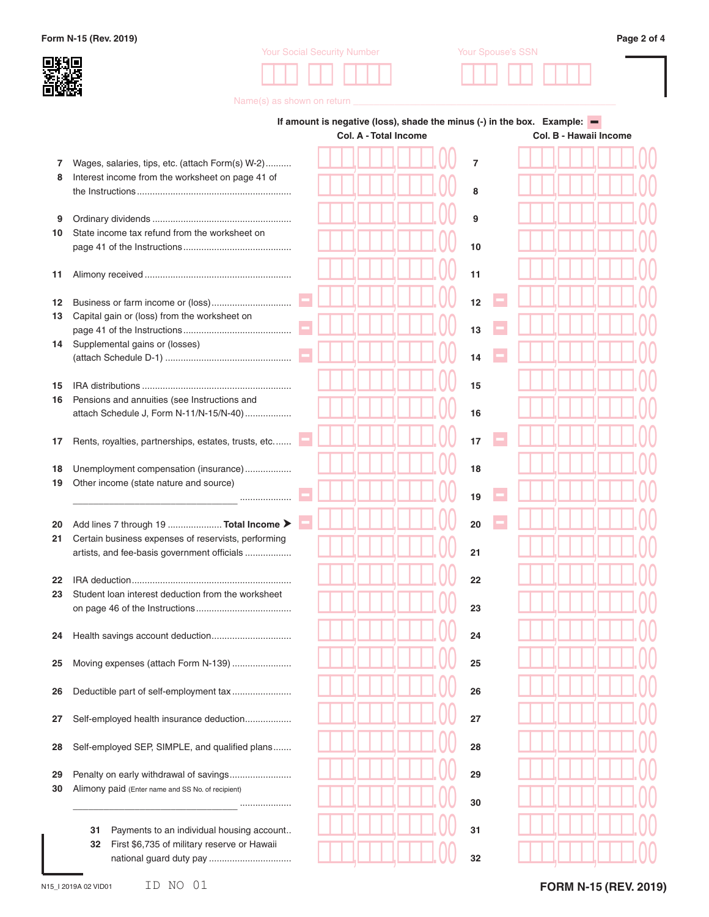Form N-15 (Rev. 2019)

Your Social Security Number

Your Spouse's SSN

Name(s) as shown on return

**If amount is negative (loss), shade the minus (-) in the box. Example:**

| Line | Description | Col. A - Total Income | Line | Col. B - Hawaii Income |
|---|---|---|---|---|
| 7 | Wages, salaries, tips, etc. (attach Form(s) W-2) | .00 | 7 | .00 |
| 8 | Interest income from the worksheet on page 41 of the Instructions | .00 | 8 | .00 |
| 9 | Ordinary dividends | .00 | 9 | .00 |
| 10 | State income tax refund from the worksheet on page 41 of the Instructions | .00 | 10 | .00 |
| 11 | Alimony received | .00 | 11 | .00 |
| 12 | Business or farm income or (loss) | − .00 | 12 | − .00 |
| 13 | Capital gain or (loss) from the worksheet on page 41 of the Instructions | − .00 | 13 | − .00 |
| 14 | Supplemental gains or (losses) (attach Schedule D-1) | − .00 | 14 | − .00 |
| 15 | IRA distributions | .00 | 15 | .00 |
| 16 | Pensions and annuities (see Instructions and attach Schedule J, Form N-11/N-15/N-40) | .00 | 16 | .00 |
| 17 | Rents, royalties, partnerships, estates, trusts, etc. | − .00 | 17 | − .00 |
| 18 | Unemployment compensation (insurance) | .00 | 18 | .00 |
| 19 | Other income (state nature and source) ______________________________ | − .00 | 19 | − .00 |
| 20 | Add lines 7 through 19 **Total Income** ➤ | − .00 | 20 | − .00 |
| 21 | Certain business expenses of reservists, performing artists, and fee-basis government officials | .00 | 21 | .00 |
| 22 | IRA deduction | .00 | 22 | .00 |
| 23 | Student loan interest deduction from the worksheet on page 46 of the Instructions | .00 | 23 | .00 |
| 24 | Health savings account deduction | .00 | 24 | .00 |
| 25 | Moving expenses (attach Form N-139) | .00 | 25 | .00 |
| 26 | Deductible part of self-employment tax | .00 | 26 | .00 |
| 27 | Self-employed health insurance deduction | .00 | 27 | .00 |
| 28 | Self-employed SEP, SIMPLE, and qualified plans | .00 | 28 | .00 |
| 29 | Penalty on early withdrawal of savings | .00 | 29 | .00 |
| 30 | Alimony paid (Enter name and SS No. of recipient) ______________________________ | .00 | 30 | .00 |
| 31 | Payments to an individual housing account | .00 | 31 | .00 |
| 32 | First $6,735 of military reserve or Hawaii national guard duty pay | .00 | 32 | .00 |

N15_I 2019A 02 VID01 ID NO 01

FORM N-15 (REV. 2019)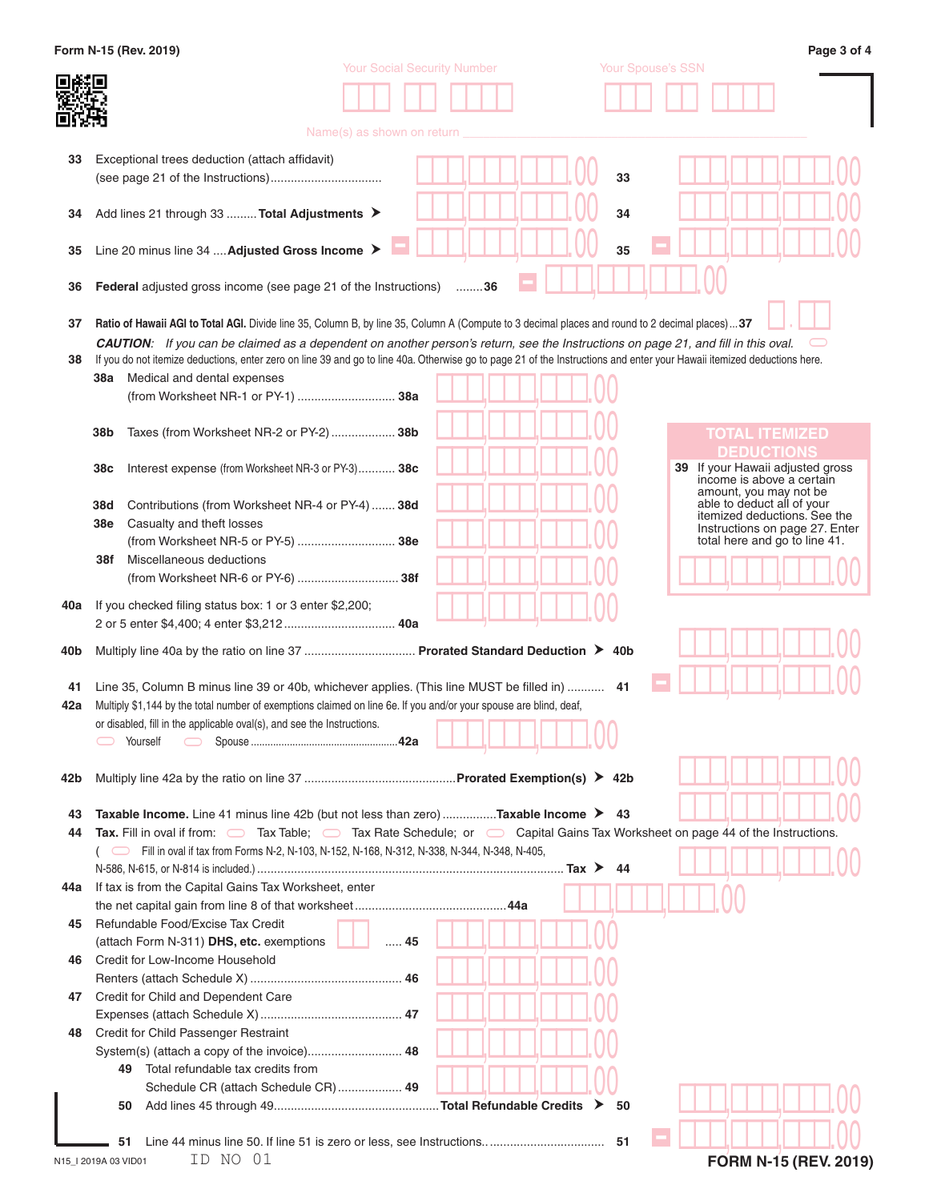Form N-15 (Rev. 2019)

Your Social Security Number | Your Spouse's SSN

Name(s) as shown on return

33 Exceptional trees deduction (attach affidavit) (see page 21 of the Instructions) .................................. .00 **33** .00

34 Add lines 21 through 33 ......... **Total Adjustments** ➤ .00 **34** .00

35 Line 20 minus line 34 .... **Adjusted Gross Income** ➤ – .00 **35** – .00

36 **Federal** adjusted gross income (see page 21 of the Instructions) ........**36** – .00

37 **Ratio of Hawaii AGI to Total AGI.** Divide line 35, Column B, by line 35, Column A (Compute to 3 decimal places and round to 2 decimal places)...**37** .

*CAUTION: If you can be claimed as a dependent on another person's return, see the Instructions on page 21, and fill in this oval.*

38 If you do not itemize deductions, enter zero on line 39 and go to line 40a. Otherwise go to page 21 of the Instructions and enter your Hawaii itemized deductions here.

38a Medical and dental expenses (from Worksheet NR-1 or PY-1) ............................. **38a** .00

38b Taxes (from Worksheet NR-2 or PY-2) .................. **38b** .00

38c Interest expense (from Worksheet NR-3 or PY-3)........... **38c** .00

38d Contributions (from Worksheet NR-4 or PY-4) ....... **38d** .00

38e Casualty and theft losses (from Worksheet NR-5 or PY-5) ............................. **38e** .00

38f Miscellaneous deductions (from Worksheet NR-6 or PY-6) .............................. **38f** .00

**TOTAL ITEMIZED DEDUCTIONS**

39 If your Hawaii adjusted gross income is above a certain amount, you may not be able to deduct all of your itemized deductions. See the Instructions on page 27. Enter total here and go to line 41. .00

40a If you checked filing status box: 1 or 3 enter $2,200; 2 or 5 enter $4,400; 4 enter $3,212 ................................ **40a** .00

40b Multiply line 40a by the ratio on line 37 ................................. **Prorated Standard Deduction** ➤ **40b** .00

41 Line 35, Column B minus line 39 or 40b, whichever applies. (This line MUST be filled in) ........... **41** – .00

42a Multiply $1,144 by the total number of exemptions claimed on line 6e. If you and/or your spouse are blind, deaf, or disabled, fill in the applicable oval(s), and see the Instructions.
Yourself  Spouse ....................................................**42a** .00

42b Multiply line 42a by the ratio on line 37 .............................................**Prorated Exemption(s)** ➤ **42b** .00

43 **Taxable Income.** Line 41 minus line 42b (but not less than zero) ...............**Taxable Income** ➤ **43** .00

44 **Tax.** Fill in oval if from: Tax Table; Tax Rate Schedule; or Capital Gains Tax Worksheet on page 44 of the Instructions.
( Fill in oval if tax from Forms N-2, N-103, N-152, N-168, N-312, N-338, N-344, N-348, N-405, N-586, N-615, or N-814 is included.) ........................................................................................... **Tax** ➤ **44** .00

44a If tax is from the Capital Gains Tax Worksheet, enter the net capital gain from line 8 of that worksheet ............................................**44a** .00

45 Refundable Food/Excise Tax Credit (attach Form N-311) **DHS, etc.** exemptions ..... **45** .00

46 Credit for Low-Income Household Renters (attach Schedule X) ............................................ **46** .00

47 Credit for Child and Dependent Care Expenses (attach Schedule X)......................................... **47** .00

48 Credit for Child Passenger Restraint System(s) (attach a copy of the invoice)........................... **48** .00

49 Total refundable tax credits from Schedule CR (attach Schedule CR).................. **49** .00

50 Add lines 45 through 49................................................**Total Refundable Credits** ➤ **50** .00

51 Line 44 minus line 50. If line 51 is zero or less, see Instructions.. ................................. **51** – .00

N15_I 2019A 03 VID01 ID NO 01

FORM N-15 (REV. 2019)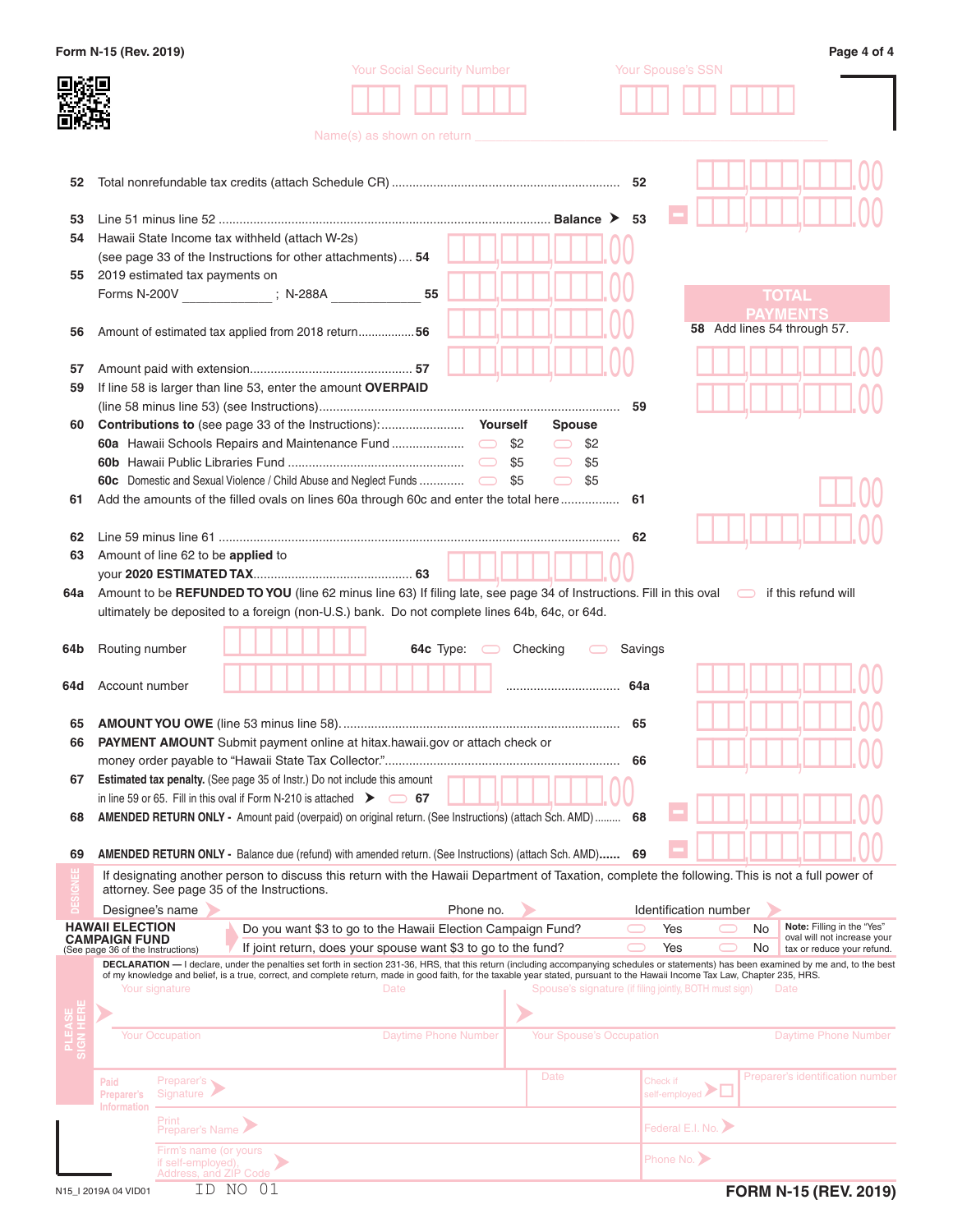Form N-15 (Rev. 2019)

Your Social Security Number | Your Spouse's SSN

Name(s) as shown on return

52 Total nonrefundable tax credits (attach Schedule CR) ........ 52 .00

53 Line 51 minus line 52 ........ **Balance** ➤ 53 .00

54 Hawaii State Income tax withheld (attach W-2s) (see page 33 of the Instructions for other attachments).... 54 .00

55 2019 estimated tax payments on Forms N-200V ________ ; N-288A ________ 55 .00

56 Amount of estimated tax applied from 2018 return........ 56 .00

57 Amount paid with extension........ 57 .00

**TOTAL PAYMENTS**

58 Add lines 54 through 57. .00

59 If line 58 is larger than line 53, enter the amount **OVERPAID** (line 58 minus line 53) (see Instructions)........ 59 .00

60 **Contributions to** (see page 33 of the Instructions):

| | Yourself | Spouse |
|---|---|---|
| 60a Hawaii Schools Repairs and Maintenance Fund | $2 | $2 |
| 60b Hawaii Public Libraries Fund | $5 | $5 |
| 60c Domestic and Sexual Violence / Child Abuse and Neglect Funds | $5 | $5 |

61 Add the amounts of the filled ovals on lines 60a through 60c and enter the total here........ 61 .00

62 Line 59 minus line 61 ........ 62 .00

63 Amount of line 62 to be **applied** to your **2020 ESTIMATED TAX**........ 63 .00

64a Amount to be **REFUNDED TO YOU** (line 62 minus line 63) If filing late, see page 34 of Instructions. Fill in this oval if this refund will ultimately be deposited to a foreign (non-U.S.) bank. Do not complete lines 64b, 64c, or 64d.

64b Routing number 64c Type: Checking Savings

64d Account number ........ 64a .00

65 **AMOUNT YOU OWE** (line 53 minus line 58)........ 65 .00

66 **PAYMENT AMOUNT** Submit payment online at hitax.hawaii.gov or attach check or money order payable to "Hawaii State Tax Collector."........ 66 .00

67 **Estimated tax penalty.** (See page 35 of Instr.) Do not include this amount in line 59 or 65. Fill in this oval if Form N-210 is attached ➤ 67 .00

68 **AMENDED RETURN ONLY -** Amount paid (overpaid) on original return. (See Instructions) (attach Sch. AMD)........ 68 .00

69 **AMENDED RETURN ONLY -** Balance due (refund) with amended return. (See Instructions) (attach Sch. AMD)...... 69 .00

**DESIGNEE**

If designating another person to discuss this return with the Hawaii Department of Taxation, complete the following. This is not a full power of attorney. See page 35 of the Instructions.

Designee's name | Phone no. | Identification number

**HAWAII ELECTION CAMPAIGN FUND** (See page 36 of the Instructions)

Do you want $3 to go to the Hawaii Election Campaign Fund? Yes No

If joint return, does your spouse want $3 to go to the fund? Yes No

**Note:** Filling in the "Yes" oval will not increase your tax or reduce your refund.

**PLEASE SIGN HERE**

**DECLARATION —** I declare, under the penalties set forth in section 231-36, HRS, that this return (including accompanying schedules or statements) has been examined by me and, to the best of my knowledge and belief, is a true, correct, and complete return, made in good faith, for the taxable year stated, pursuant to the Hawaii Income Tax Law, Chapter 235, HRS.

Your signature | Date | Spouse's signature (if filing jointly, BOTH must sign) | Date

Your Occupation | Daytime Phone Number | Your Spouse's Occupation | Daytime Phone Number

**Paid Preparer's Information**

Preparer's Signature | Date | Check if self-employed | Preparer's identification number

Print Preparer's Name | Federal E.I. No.

Firm's name (or yours if self-employed), Address, and ZIP Code | Phone No.

N15_I 2019A 04 VID01 ID NO 01

FORM N-15 (REV. 2019)